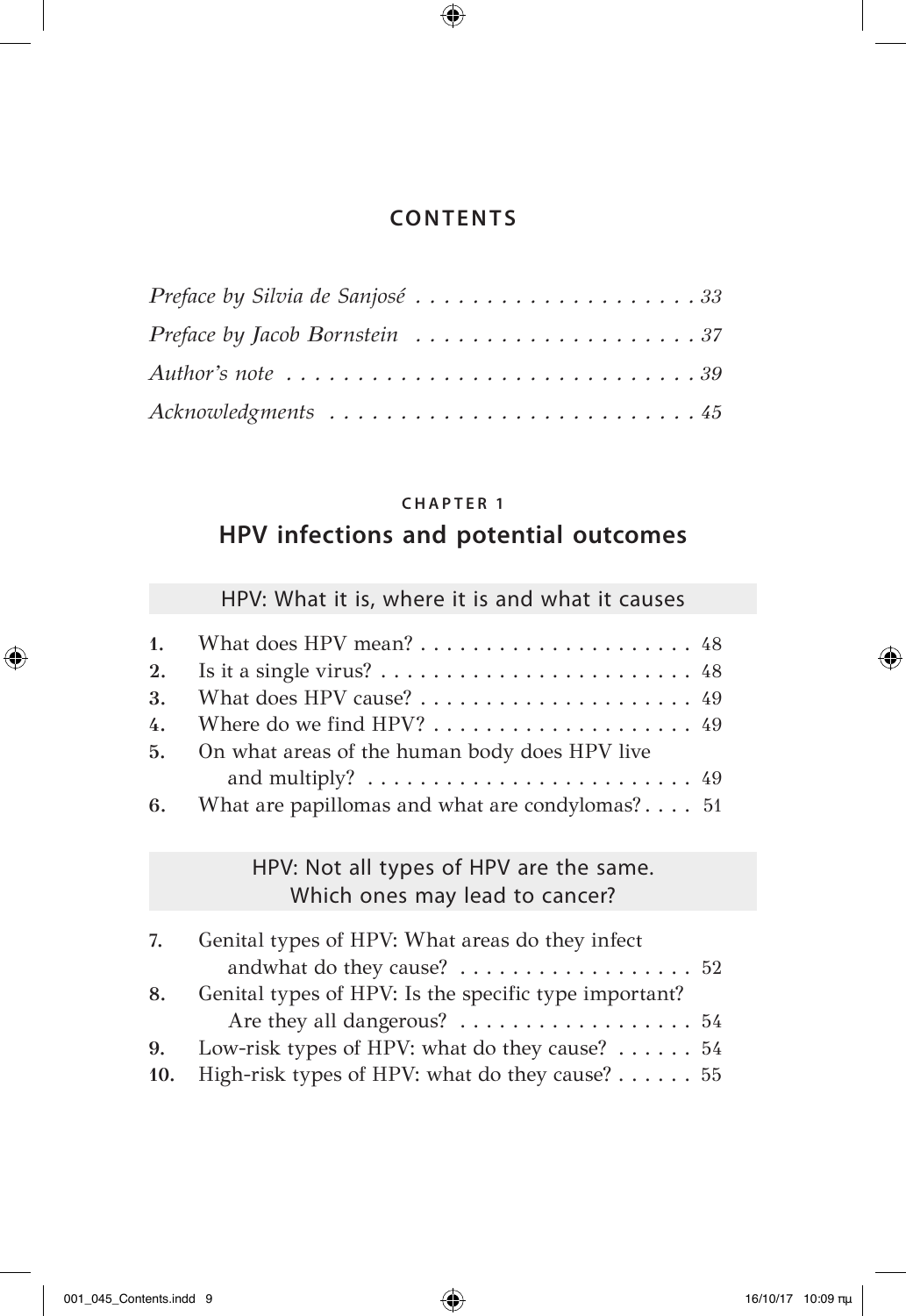# CONTENTS

*Preface by Silvia de Sanjosé* . . . . . . . . . . . . . . . . . . . . 33
*Preface by Jacob Bornstein* . . . . . . . . . . . . . . . . . . . . 37
*Author's note* . . . . . . . . . . . . . . . . . . . . . . . . . . . . . 39
*Acknowledgments* . . . . . . . . . . . . . . . . . . . . . . . . . . 45

## CHAPTER 1

## HPV infections and potential outcomes

### HPV: What it is, where it is and what it causes

1. What does HPV mean? . . . . . . . . . . . . . . . . . . . . . 48
2. Is it a single virus? . . . . . . . . . . . . . . . . . . . . . . . . 48
3. What does HPV cause? . . . . . . . . . . . . . . . . . . . . . 49
4. Where do we find HPV? . . . . . . . . . . . . . . . . . . . . 49
5. On what areas of the human body does HPV live and multiply? . . . . . . . . . . . . . . . . . . . . . . . . . 49
6. What are papillomas and what are condylomas? . . . . 51

### HPV: Not all types of HPV are the same. Which ones may lead to cancer?

7. Genital types of HPV: What areas do they infect andwhat do they cause? . . . . . . . . . . . . . . . . . . 52
8. Genital types of HPV: Is the specific type important? Are they all dangerous? . . . . . . . . . . . . . . . . . . 54
9. Low-risk types of HPV: what do they cause? . . . . . . 54
10. High-risk types of HPV: what do they cause? . . . . . . 55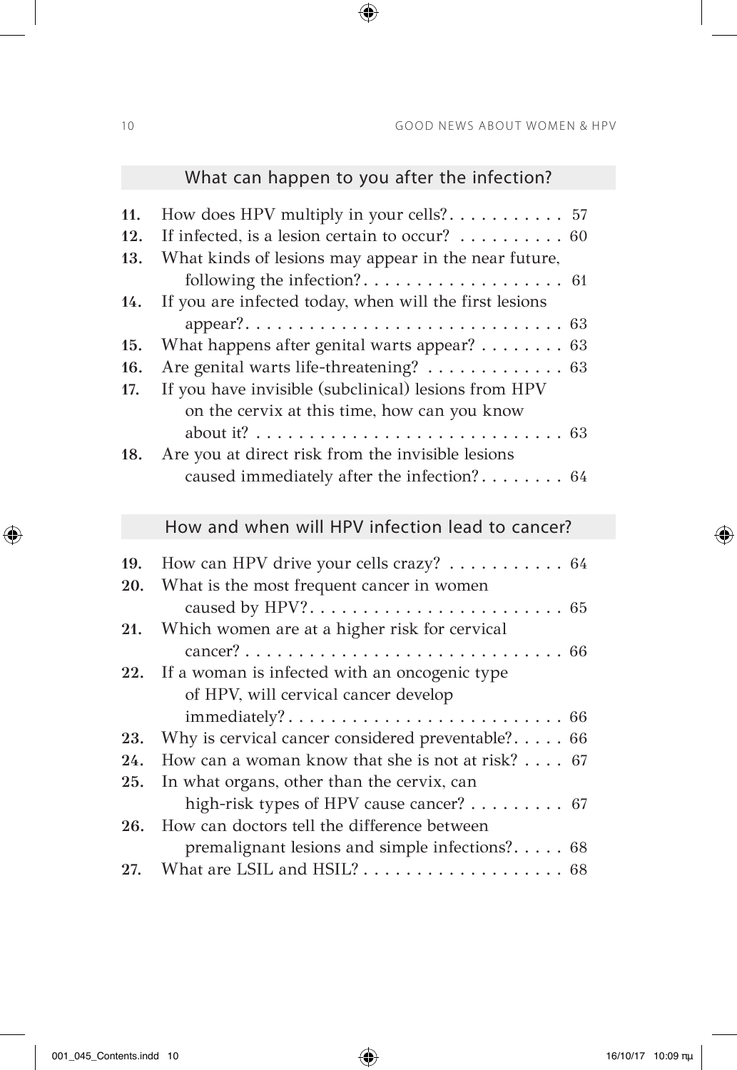## What can happen to you after the infection?

11. How does HPV multiply in your cells? . . . . . . . . . . . 57
12. If infected, is a lesion certain to occur? . . . . . . . . . . 60
13. What kinds of lesions may appear in the near future, following the infection? . . . . . . . . . . . . . . . . . . . 61
14. If you are infected today, when will the first lesions appear? . . . . . . . . . . . . . . . . . . . . . . . . . . . . . 63
15. What happens after genital warts appear? . . . . . . . . 63
16. Are genital warts life-threatening? . . . . . . . . . . . . . 63
17. If you have invisible (subclinical) lesions from HPV on the cervix at this time, how can you know about it? . . . . . . . . . . . . . . . . . . . . . . . . . . . . 63
18. Are you at direct risk from the invisible lesions caused immediately after the infection? . . . . . . . . 64

## How and when will HPV infection lead to cancer?

19. How can HPV drive your cells crazy? . . . . . . . . . . . 64
20. What is the most frequent cancer in women caused by HPV? . . . . . . . . . . . . . . . . . . . . . . . . 65
21. Which women are at a higher risk for cervical cancer? . . . . . . . . . . . . . . . . . . . . . . . . . . . . . . 66
22. If a woman is infected with an oncogenic type of HPV, will cervical cancer develop immediately? . . . . . . . . . . . . . . . . . . . . . . . . . . 66
23. Why is cervical cancer considered preventable? . . . . . 66
24. How can a woman know that she is not at risk? . . . . 67
25. In what organs, other than the cervix, can high-risk types of HPV cause cancer? . . . . . . . . . 67
26. How can doctors tell the difference between premalignant lesions and simple infections? . . . . . 68
27. What are LSIL and HSIL? . . . . . . . . . . . . . . . . . . . 68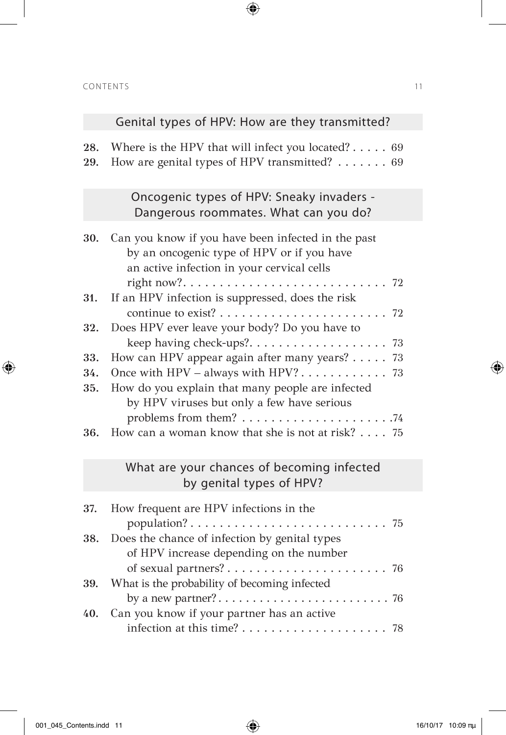## Genital types of HPV: How are they transmitted?

28. Where is the HPV that will infect you located? . . . . . 69
29. How are genital types of HPV transmitted? . . . . . . . 69

## Oncogenic types of HPV: Sneaky invaders - Dangerous roommates. What can you do?

30. Can you know if you have been infected in the past by an oncogenic type of HPV or if you have an active infection in your cervical cells right now? . . . . . . . . . . . . . . . . . . . . . . . . . . 72
31. If an HPV infection is suppressed, does the risk continue to exist? . . . . . . . . . . . . . . . . . . . . . . . 72
32. Does HPV ever leave your body? Do you have to keep having check-ups? . . . . . . . . . . . . . . . . . . . 73
33. How can HPV appear again after many years? . . . . . 73
34. Once with HPV – always with HPV? . . . . . . . . . . . 73
35. How do you explain that many people are infected by HPV viruses but only a few have serious problems from them? . . . . . . . . . . . . . . . . . . . . . 74
36. How can a woman know that she is not at risk? . . . . 75

## What are your chances of becoming infected by genital types of HPV?

37. How frequent are HPV infections in the population? . . . . . . . . . . . . . . . . . . . . . . . . . . 75
38. Does the chance of infection by genital types of HPV increase depending on the number of sexual partners? . . . . . . . . . . . . . . . . . . . . . . 76
39. What is the probability of becoming infected by a new partner? . . . . . . . . . . . . . . . . . . . . . . . . 76
40. Can you know if your partner has an active infection at this time? . . . . . . . . . . . . . . . . . . . . 78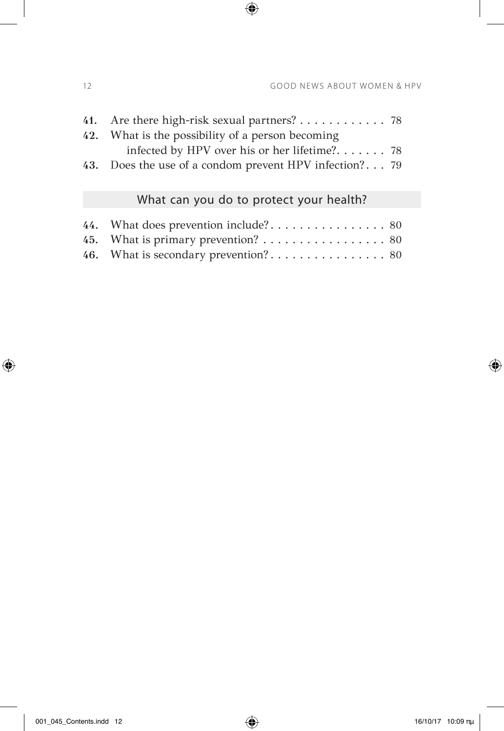**41.** Are there high-risk sexual partners? . . . . . . . . . . . . 78

**42.** What is the possibility of a person becoming infected by HPV over his or her lifetime?. . . . . . . 78

**43.** Does the use of a condom prevent HPV infection?. . . 79

## What can you do to protect your health?

**44.** What does prevention include?. . . . . . . . . . . . . . . . 80

**45.** What is primary prevention? . . . . . . . . . . . . . . . . . 80

**46.** What is secondary prevention?. . . . . . . . . . . . . . . . 80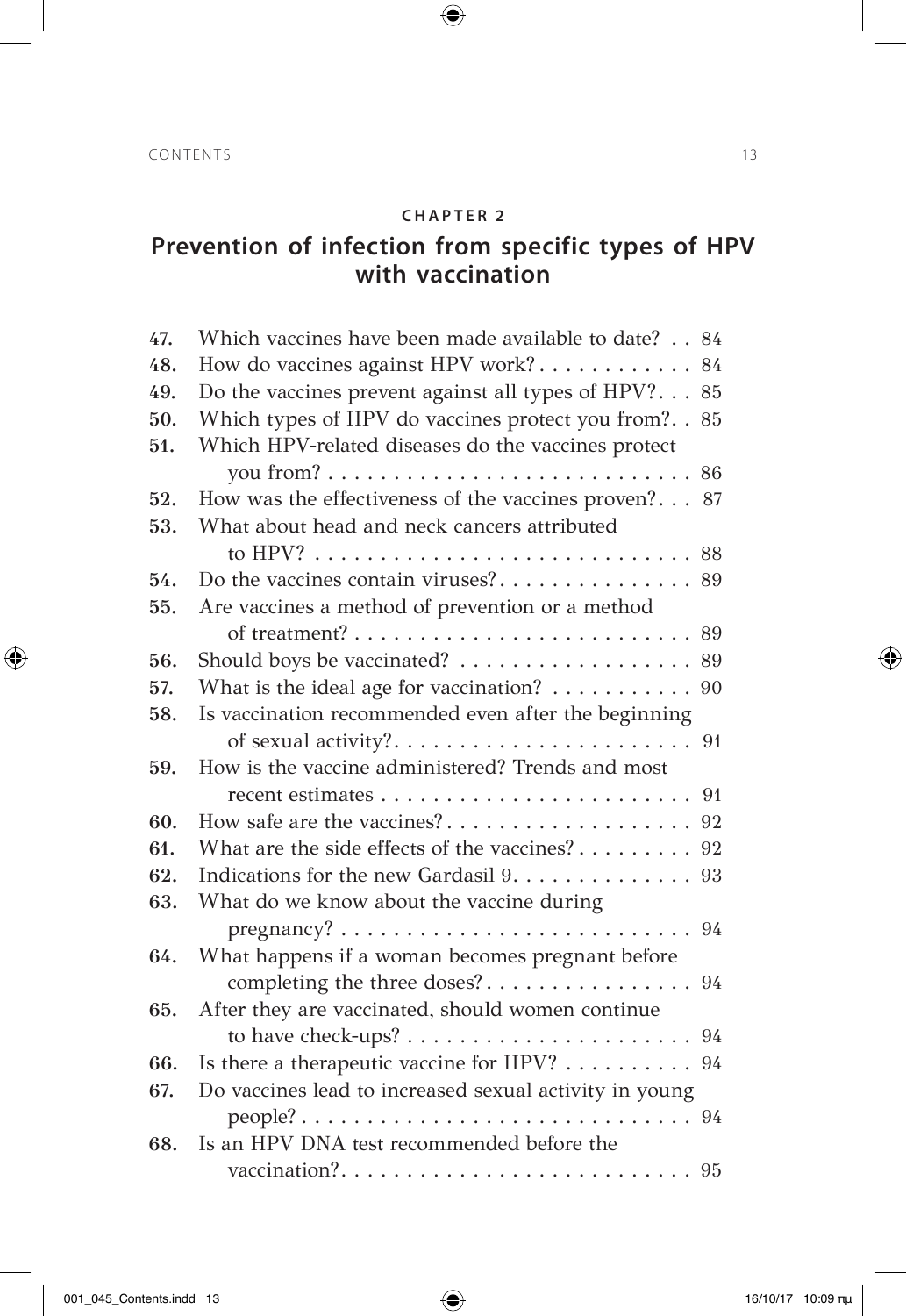## CHAPTER 2

# Prevention of infection from specific types of HPV with vaccination

47. Which vaccines have been made available to date? . . 84
48. How do vaccines against HPV work? . . . . . . . . . . . . 84
49. Do the vaccines prevent against all types of HPV? . . . 85
50. Which types of HPV do vaccines protect you from? . . 85
51. Which HPV-related diseases do the vaccines protect you from? . . . . . . . . . . . . . . . . . . . . . . . . . . . 86
52. How was the effectiveness of the vaccines proven? . . . 87
53. What about head and neck cancers attributed to HPV? . . . . . . . . . . . . . . . . . . . . . . . . . . . . 88
54. Do the vaccines contain viruses? . . . . . . . . . . . . . . . 89
55. Are vaccines a method of prevention or a method of treatment? . . . . . . . . . . . . . . . . . . . . . . . . . . 89
56. Should boys be vaccinated? . . . . . . . . . . . . . . . . . . 89
57. What is the ideal age for vaccination? . . . . . . . . . . . 90
58. Is vaccination recommended even after the beginning of sexual activity? . . . . . . . . . . . . . . . . . . . . . . . 91
59. How is the vaccine administered? Trends and most recent estimates . . . . . . . . . . . . . . . . . . . . . . . . 91
60. How safe are the vaccines? . . . . . . . . . . . . . . . . . . . 92
61. What are the side effects of the vaccines? . . . . . . . . . 92
62. Indications for the new Gardasil 9. . . . . . . . . . . . . . 93
63. What do we know about the vaccine during pregnancy? . . . . . . . . . . . . . . . . . . . . . . . . . . . 94
64. What happens if a woman becomes pregnant before completing the three doses? . . . . . . . . . . . . . . . . 94
65. After they are vaccinated, should women continue to have check-ups? . . . . . . . . . . . . . . . . . . . . . . 94
66. Is there a therapeutic vaccine for HPV? . . . . . . . . . . 94
67. Do vaccines lead to increased sexual activity in young people? . . . . . . . . . . . . . . . . . . . . . . . . . . . . . 94
68. Is an HPV DNA test recommended before the vaccination? . . . . . . . . . . . . . . . . . . . . . . . . . . . 95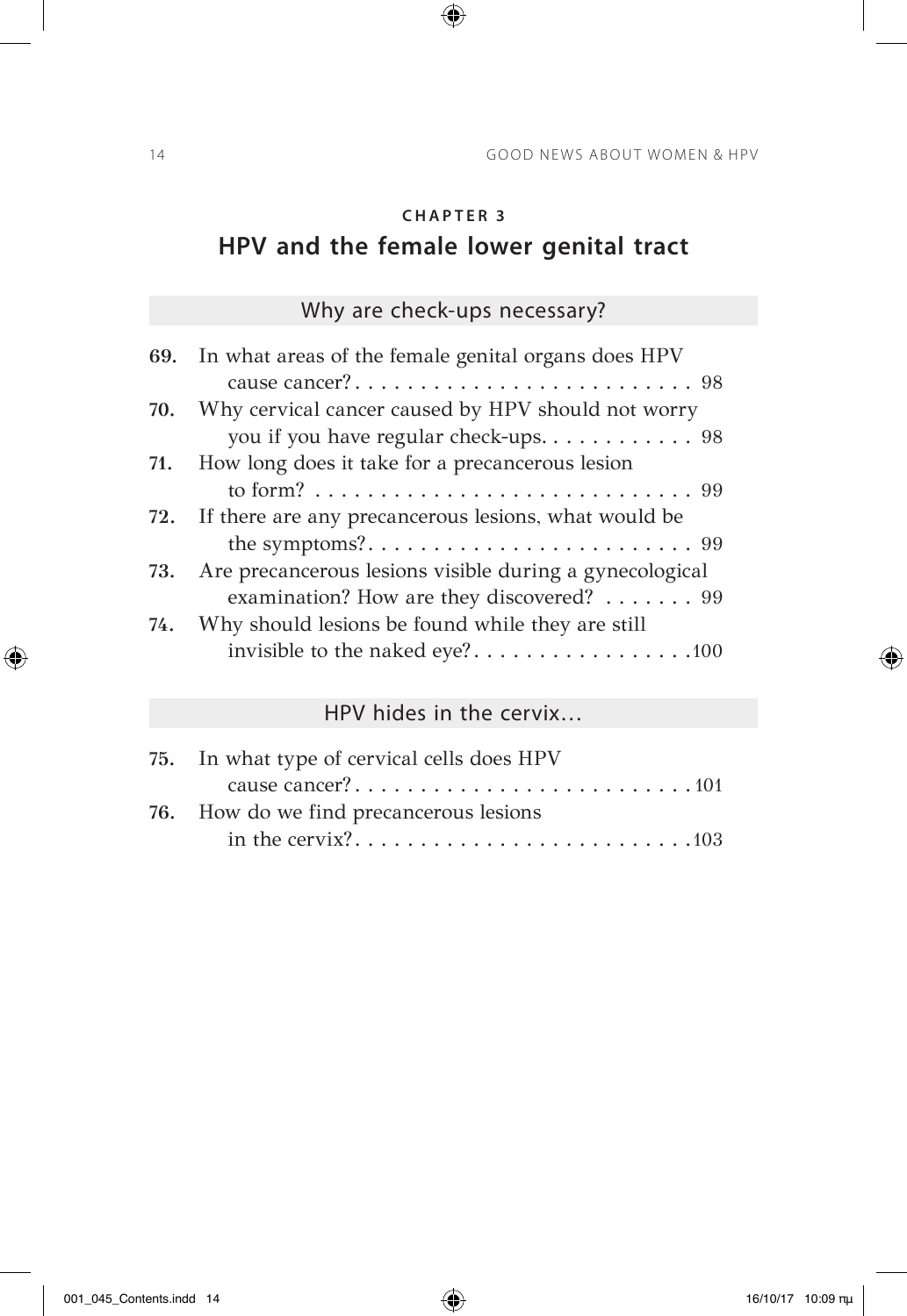## CHAPTER 3

## HPV and the female lower genital tract

### Why are check-ups necessary?

**69.** In what areas of the female genital organs does HPV cause cancer? . . . . . . . . . . . . . . . . . . . . . . . . . . 98

**70.** Why cervical cancer caused by HPV should not worry you if you have regular check-ups. . . . . . . . . . . . 98

**71.** How long does it take for a precancerous lesion to form? . . . . . . . . . . . . . . . . . . . . . . . . . . . . . 99

**72.** If there are any precancerous lesions, what would be the symptoms? . . . . . . . . . . . . . . . . . . . . . . . . . 99

**73.** Are precancerous lesions visible during a gynecological examination? How are they discovered? . . . . . . . 99

**74.** Why should lesions be found while they are still invisible to the naked eye? . . . . . . . . . . . . . . . . . 100

### HPV hides in the cervix...

**75.** In what type of cervical cells does HPV cause cancer? . . . . . . . . . . . . . . . . . . . . . . . . . . 101

**76.** How do we find precancerous lesions in the cervix? . . . . . . . . . . . . . . . . . . . . . . . . . . 103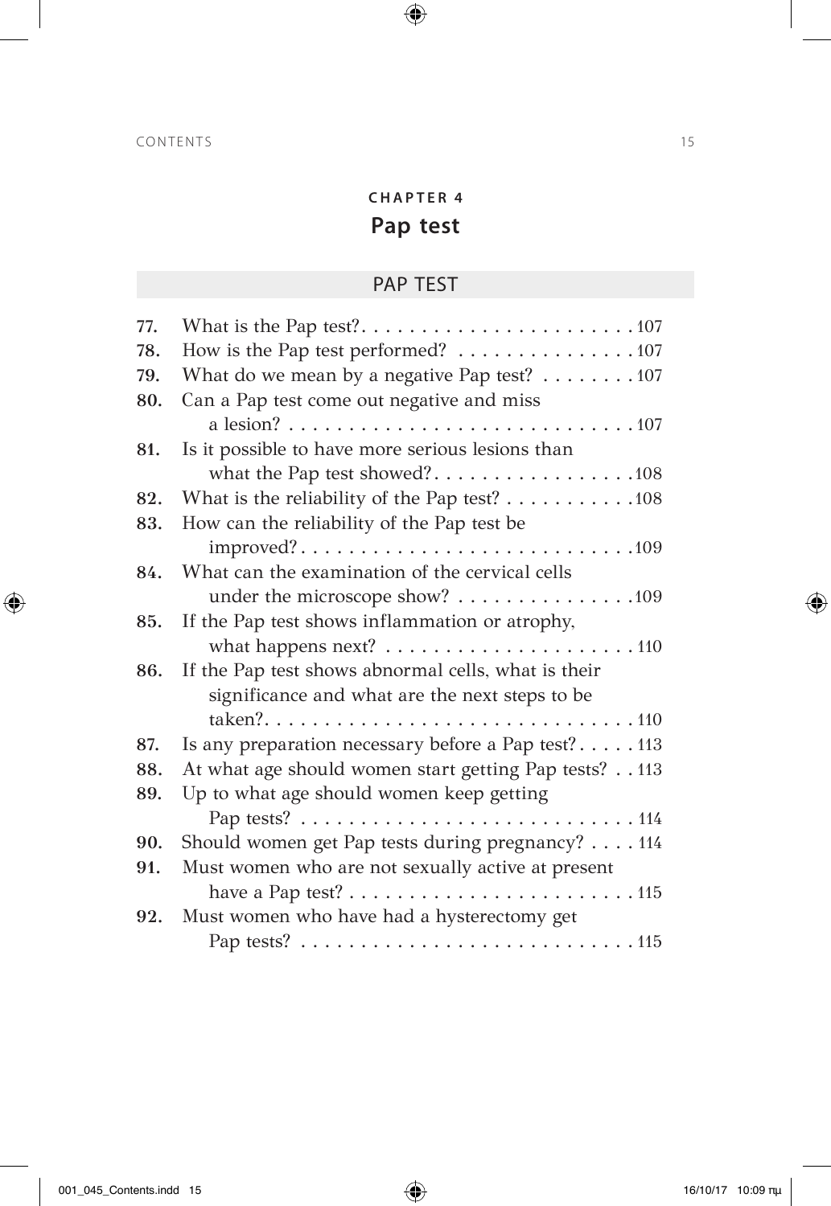## CHAPTER 4

# Pap test

### PAP TEST

77. What is the Pap test? . . . . . . . . . . . . . . . . . . . . . . 107
78. How is the Pap test performed? . . . . . . . . . . . . . . . 107
79. What do we mean by a negative Pap test? . . . . . . . . 107
80. Can a Pap test come out negative and miss a lesion? . . . . . . . . . . . . . . . . . . . . . . . . . . . . . 107
81. Is it possible to have more serious lesions than what the Pap test showed? . . . . . . . . . . . . . . . . . 108
82. What is the reliability of the Pap test? . . . . . . . . . . . 108
83. How can the reliability of the Pap test be improved? . . . . . . . . . . . . . . . . . . . . . . . . . . . . 109
84. What can the examination of the cervical cells under the microscope show? . . . . . . . . . . . . . . . 109
85. If the Pap test shows inflammation or atrophy, what happens next? . . . . . . . . . . . . . . . . . . . . . 110
86. If the Pap test shows abnormal cells, what is their significance and what are the next steps to be taken? . . . . . . . . . . . . . . . . . . . . . . . . . . . . . . 110
87. Is any preparation necessary before a Pap test? . . . . . 113
88. At what age should women start getting Pap tests? . . 113
89. Up to what age should women keep getting Pap tests? . . . . . . . . . . . . . . . . . . . . . . . . . . . . 114
90. Should women get Pap tests during pregnancy? . . . . 114
91. Must women who are not sexually active at present have a Pap test? . . . . . . . . . . . . . . . . . . . . . . . . 115
92. Must women who have had a hysterectomy get Pap tests? . . . . . . . . . . . . . . . . . . . . . . . . . . . . 115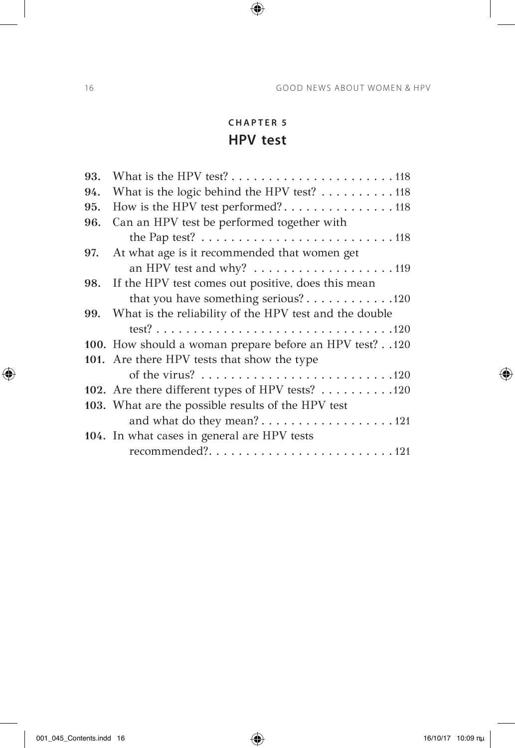## CHAPTER 5
# HPV test

**93.** What is the HPV test? . . . . . . . . . . . . . . . . . . . . . . 118
**94.** What is the logic behind the HPV test? . . . . . . . . . . 118
**95.** How is the HPV test performed? . . . . . . . . . . . . . . . 118
**96.** Can an HPV test be performed together with the Pap test? . . . . . . . . . . . . . . . . . . . . . . . . . . 118
**97.** At what age is it recommended that women get an HPV test and why? . . . . . . . . . . . . . . . . . . . 119
**98.** If the HPV test comes out positive, does this mean that you have something serious? . . . . . . . . . . . . 120
**99.** What is the reliability of the HPV test and the double test? . . . . . . . . . . . . . . . . . . . . . . . . . . . . . . . . 120
**100.** How should a woman prepare before an HPV test? . . 120
**101.** Are there HPV tests that show the type of the virus? . . . . . . . . . . . . . . . . . . . . . . . . . . 120
**102.** Are there different types of HPV tests? . . . . . . . . . . 120
**103.** What are the possible results of the HPV test and what do they mean? . . . . . . . . . . . . . . . . . . 121
**104.** In what cases in general are HPV tests recommended? . . . . . . . . . . . . . . . . . . . . . . . . . 121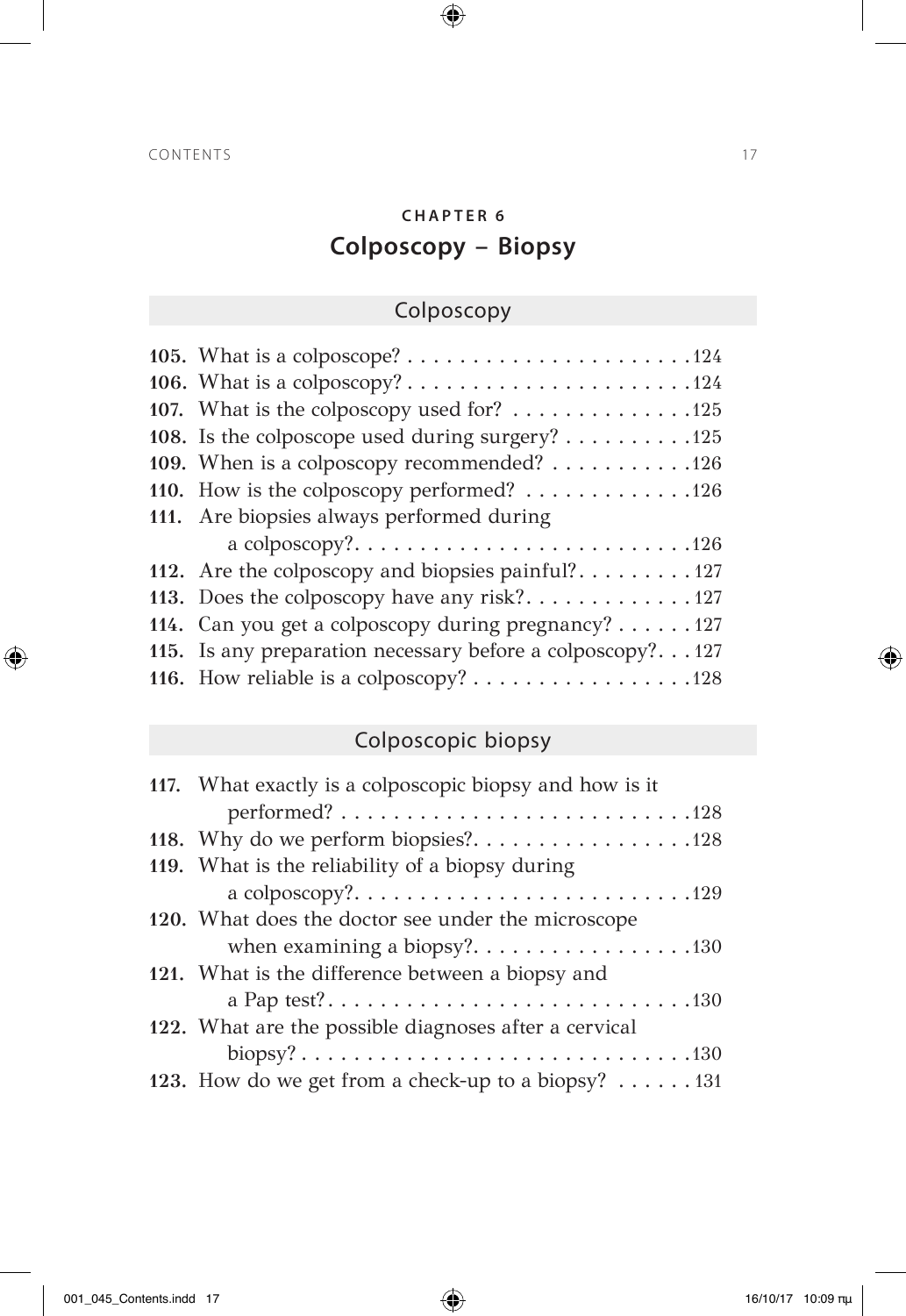## CHAPTER 6
# Colposcopy – Biopsy

### Colposcopy

**105.** What is a colposcope? . . . . . . . . . . . . . . . . . . . . . .124
**106.** What is a colposcopy? . . . . . . . . . . . . . . . . . . . . . .124
**107.** What is the colposcopy used for? . . . . . . . . . . . . . .125
**108.** Is the colposcope used during surgery? . . . . . . . . . .125
**109.** When is a colposcopy recommended? . . . . . . . . . . .126
**110.** How is the colposcopy performed? . . . . . . . . . . . . .126
**111.** Are biopsies always performed during a colposcopy?. . . . . . . . . . . . . . . . . . . . . . . . . .126
**112.** Are the colposcopy and biopsies painful?. . . . . . . . . 127
**113.** Does the colposcopy have any risk?. . . . . . . . . . . . . 127
**114.** Can you get a colposcopy during pregnancy? . . . . . . 127
**115.** Is any preparation necessary before a colposcopy?. . . 127
**116.** How reliable is a colposcopy? . . . . . . . . . . . . . . . . .128

### Colposcopic biopsy

**117.** What exactly is a colposcopic biopsy and how is it performed? . . . . . . . . . . . . . . . . . . . . . . . . . . .128
**118.** Why do we perform biopsies?. . . . . . . . . . . . . . . . .128
**119.** What is the reliability of a biopsy during a colposcopy?. . . . . . . . . . . . . . . . . . . . . . . . . .129
**120.** What does the doctor see under the microscope when examining a biopsy?. . . . . . . . . . . . . . . . .130
**121.** What is the difference between a biopsy and a Pap test?. . . . . . . . . . . . . . . . . . . . . . . . . . .130
**122.** What are the possible diagnoses after a cervical biopsy? . . . . . . . . . . . . . . . . . . . . . . . . . . . . .130
**123.** How do we get from a check-up to a biopsy? . . . . . . 131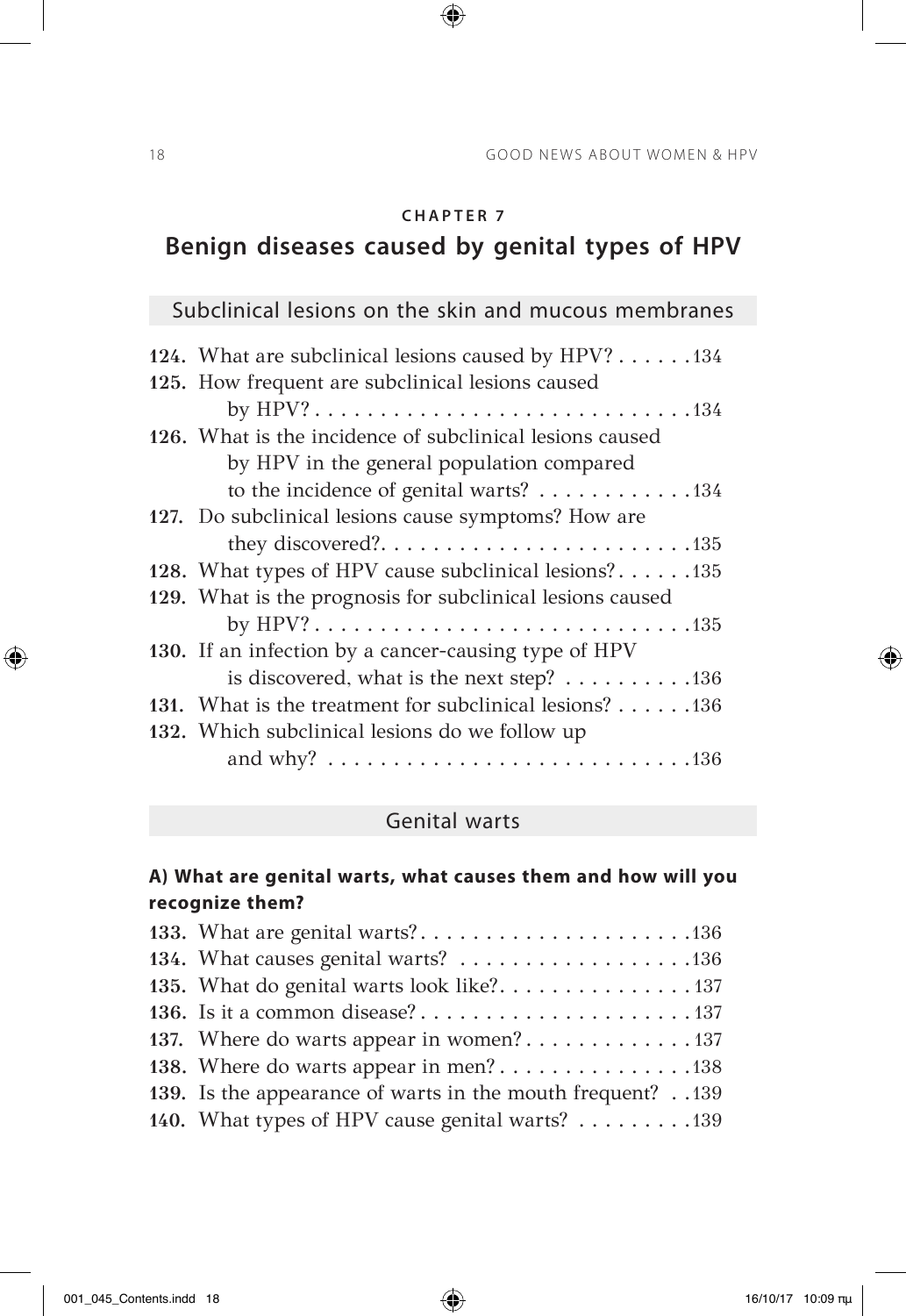**CHAPTER 7**

# Benign diseases caused by genital types of HPV

## Subclinical lesions on the skin and mucous membranes

**124.** What are subclinical lesions caused by HPV? . . . . . .134
**125.** How frequent are subclinical lesions caused by HPV? . . . . . . . . . . . . . . . . . . . . . . . . . . . .134
**126.** What is the incidence of subclinical lesions caused by HPV in the general population compared to the incidence of genital warts? . . . . . . . . . . . .134
**127.** Do subclinical lesions cause symptoms? How are they discovered?. . . . . . . . . . . . . . . . . . . . . . . .135
**128.** What types of HPV cause subclinical lesions?. . . . . .135
**129.** What is the prognosis for subclinical lesions caused by HPV? . . . . . . . . . . . . . . . . . . . . . . . . . . . .135
**130.** If an infection by a cancer-causing type of HPV is discovered, what is the next step? . . . . . . . . . .136
**131.** What is the treatment for subclinical lesions? . . . . . .136
**132.** Which subclinical lesions do we follow up and why? . . . . . . . . . . . . . . . . . . . . . . . . . . . .136

## Genital warts

### A) What are genital warts, what causes them and how will you recognize them?

**133.** What are genital warts?. . . . . . . . . . . . . . . . . . . . .136
**134.** What causes genital warts? . . . . . . . . . . . . . . . . . .136
**135.** What do genital warts look like?. . . . . . . . . . . . . . .137
**136.** Is it a common disease? . . . . . . . . . . . . . . . . . . . . .137
**137.** Where do warts appear in women? . . . . . . . . . . . . .137
**138.** Where do warts appear in men? . . . . . . . . . . . . . . .138
**139.** Is the appearance of warts in the mouth frequent? . .139
**140.** What types of HPV cause genital warts? . . . . . . . . .139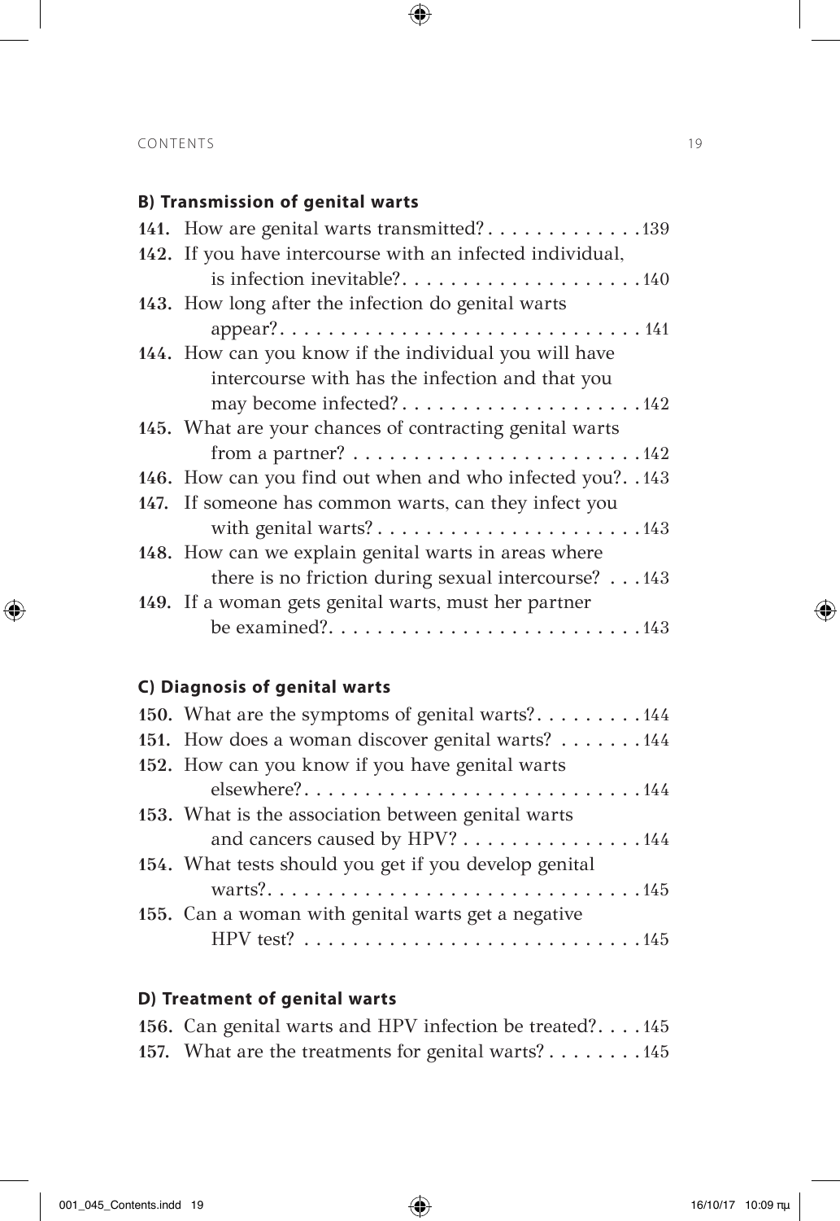### B) Transmission of genital warts

**141.** How are genital warts transmitted? . . . . . . . . . . . . . 139
**142.** If you have intercourse with an infected individual, is infection inevitable? . . . . . . . . . . . . . . . . . . . . 140
**143.** How long after the infection do genital warts appear? . . . . . . . . . . . . . . . . . . . . . . . . . . . . . . 141
**144.** How can you know if the individual you will have intercourse with has the infection and that you may become infected? . . . . . . . . . . . . . . . . . . . . 142
**145.** What are your chances of contracting genital warts from a partner? . . . . . . . . . . . . . . . . . . . . . . . . 142
**146.** How can you find out when and who infected you? . . 143
**147.** If someone has common warts, can they infect you with genital warts? . . . . . . . . . . . . . . . . . . . . . . 143
**148.** How can we explain genital warts in areas where there is no friction during sexual intercourse? . . . 143
**149.** If a woman gets genital warts, must her partner be examined? . . . . . . . . . . . . . . . . . . . . . . . . . . 143

### C) Diagnosis of genital warts

**150.** What are the symptoms of genital warts? . . . . . . . . . 144
**151.** How does a woman discover genital warts? . . . . . . . 144
**152.** How can you know if you have genital warts elsewhere? . . . . . . . . . . . . . . . . . . . . . . . . . . . . 144
**153.** What is the association between genital warts and cancers caused by HPV? . . . . . . . . . . . . . . . 144
**154.** What tests should you get if you develop genital warts? . . . . . . . . . . . . . . . . . . . . . . . . . . . . . . 145
**155.** Can a woman with genital warts get a negative HPV test? . . . . . . . . . . . . . . . . . . . . . . . . . . . . 145

### D) Treatment of genital warts

**156.** Can genital warts and HPV infection be treated? . . . . 145
**157.** What are the treatments for genital warts? . . . . . . . . 145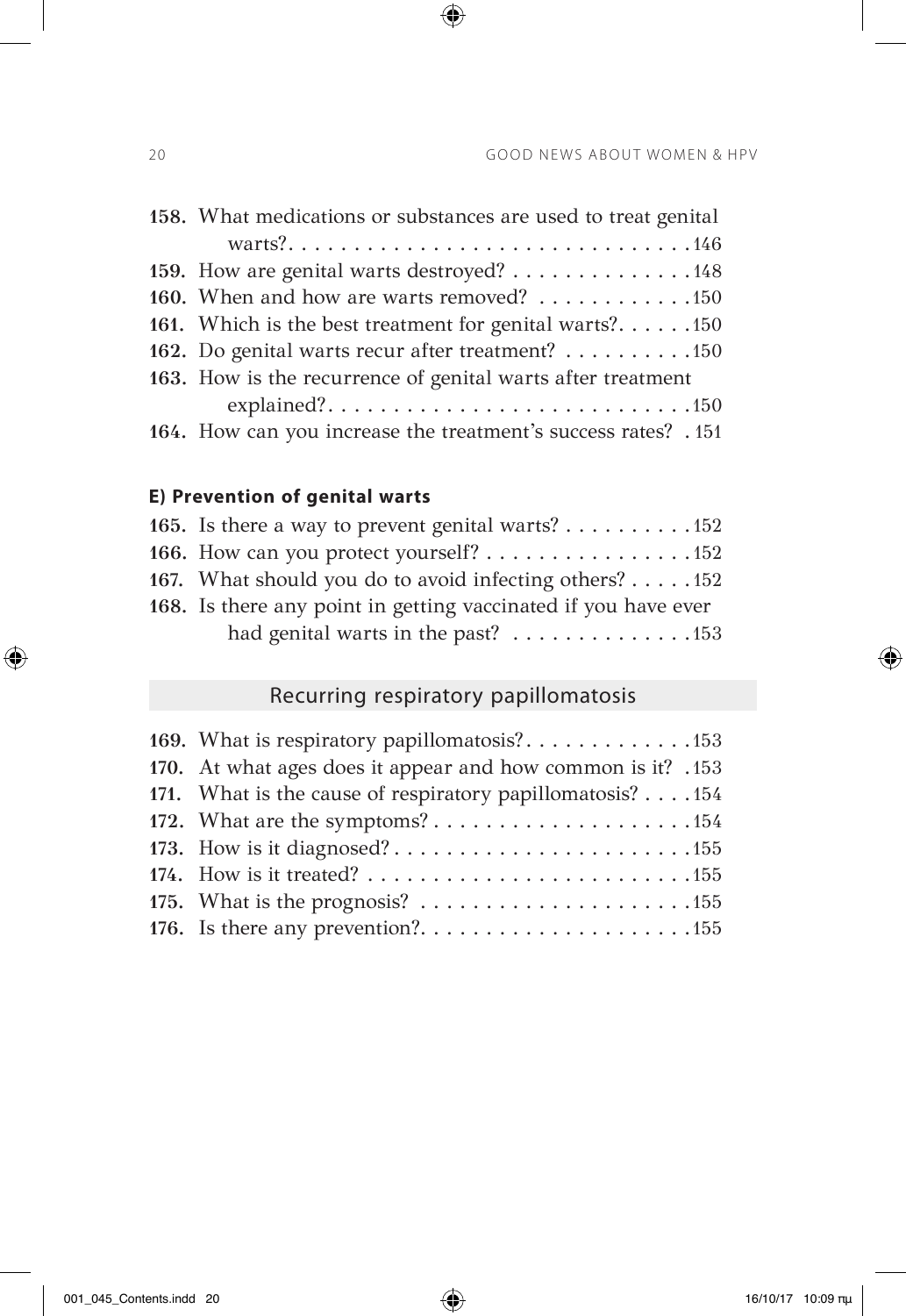**158.** What medications or substances are used to treat genital warts? . . . . . . . . . . . . . . . . . . . . . . . . . . . . . . . 146

**159.** How are genital warts destroyed? . . . . . . . . . . . . . . 148

**160.** When and how are warts removed? . . . . . . . . . . . . 150

**161.** Which is the best treatment for genital warts? . . . . . . 150

**162.** Do genital warts recur after treatment? . . . . . . . . . . 150

**163.** How is the recurrence of genital warts after treatment explained? . . . . . . . . . . . . . . . . . . . . . . . . . . . 150

**164.** How can you increase the treatment's success rates? . 151

#### E) Prevention of genital warts

**165.** Is there a way to prevent genital warts? . . . . . . . . . . 152

**166.** How can you protect yourself? . . . . . . . . . . . . . . . . 152

**167.** What should you do to avoid infecting others? . . . . . 152

**168.** Is there any point in getting vaccinated if you have ever had genital warts in the past? . . . . . . . . . . . . . . 153

### Recurring respiratory papillomatosis

**169.** What is respiratory papillomatosis? . . . . . . . . . . . . . 153

**170.** At what ages does it appear and how common is it? . 153

**171.** What is the cause of respiratory papillomatosis? . . . . 154

**172.** What are the symptoms? . . . . . . . . . . . . . . . . . . . . 154

**173.** How is it diagnosed? . . . . . . . . . . . . . . . . . . . . . . . 155

**174.** How is it treated? . . . . . . . . . . . . . . . . . . . . . . . . . 155

**175.** What is the prognosis? . . . . . . . . . . . . . . . . . . . . . 155

**176.** Is there any prevention? . . . . . . . . . . . . . . . . . . . . 155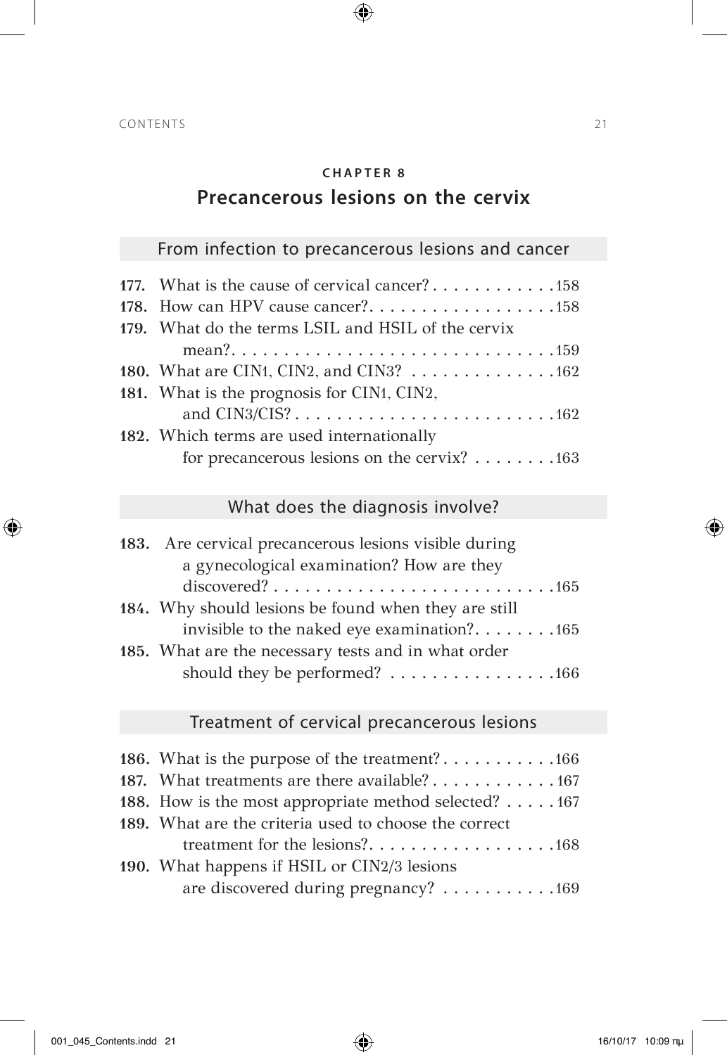## CHAPTER 8

# Precancerous lesions on the cervix

### From infection to precancerous lesions and cancer

177. What is the cause of cervical cancer? . . . . . . . . . . . .158
178. How can HPV cause cancer?. . . . . . . . . . . . . . . . . .158
179. What do the terms LSIL and HSIL of the cervix mean?. . . . . . . . . . . . . . . . . . . . . . . . . . . . . .159
180. What are CIN1, CIN2, and CIN3? . . . . . . . . . . . . . .162
181. What is the prognosis for CIN1, CIN2, and CIN3/CIS? . . . . . . . . . . . . . . . . . . . . . . . . .162
182. Which terms are used internationally for precancerous lesions on the cervix? . . . . . . . .163

### What does the diagnosis involve?

183. Are cervical precancerous lesions visible during a gynecological examination? How are they discovered? . . . . . . . . . . . . . . . . . . . . . . . . . . .165
184. Why should lesions be found when they are still invisible to the naked eye examination?. . . . . . . .165
185. What are the necessary tests and in what order should they be performed? . . . . . . . . . . . . . . . .166

### Treatment of cervical precancerous lesions

186. What is the purpose of the treatment?. . . . . . . . . . .166
187. What treatments are there available? . . . . . . . . . . . . 167
188. How is the most appropriate method selected? . . . . . 167
189. What are the criteria used to choose the correct treatment for the lesions?. . . . . . . . . . . . . . . . . .168
190. What happens if HSIL or CIN2/3 lesions are discovered during pregnancy? . . . . . . . . . . .169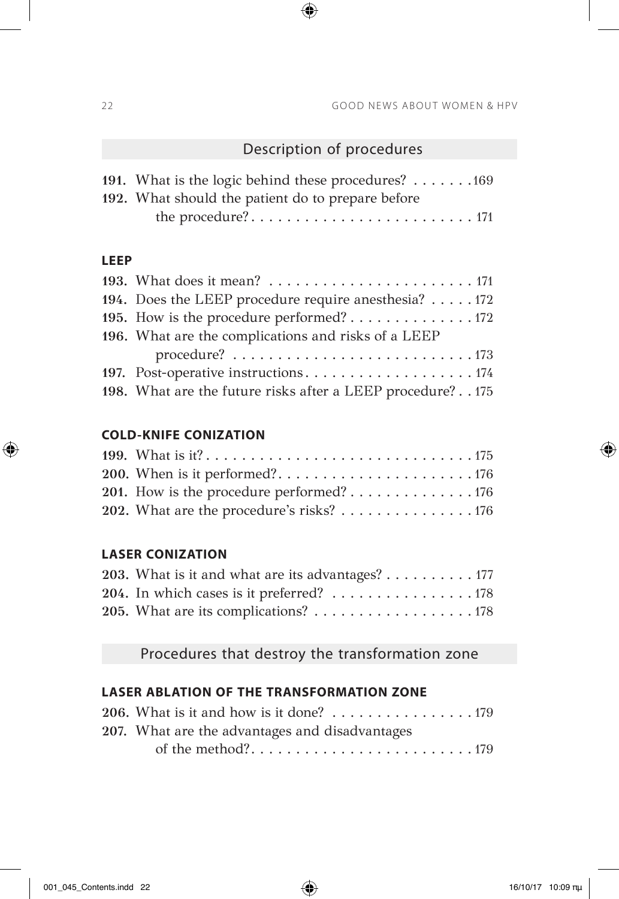## Description of procedures

**191.** What is the logic behind these procedures? . . . . . . . 169
**192.** What should the patient do to prepare before the procedure? . . . . . . . . . . . . . . . . . . . . . . . . . 171

### LEEP

**193.** What does it mean? . . . . . . . . . . . . . . . . . . . . . . . 171
**194.** Does the LEEP procedure require anesthesia? . . . . . 172
**195.** How is the procedure performed? . . . . . . . . . . . . . . 172
**196.** What are the complications and risks of a LEEP procedure? . . . . . . . . . . . . . . . . . . . . . . . . . . . 173
**197.** Post-operative instructions . . . . . . . . . . . . . . . . . . . 174
**198.** What are the future risks after a LEEP procedure? . . 175

### COLD-KNIFE CONIZATION

**199.** What is it? . . . . . . . . . . . . . . . . . . . . . . . . . . . . . . 175
**200.** When is it performed? . . . . . . . . . . . . . . . . . . . . . . 176
**201.** How is the procedure performed? . . . . . . . . . . . . . . 176
**202.** What are the procedure's risks? . . . . . . . . . . . . . . . 176

### LASER CONIZATION

**203.** What is it and what are its advantages? . . . . . . . . . . 177
**204.** In which cases is it preferred? . . . . . . . . . . . . . . . . 178
**205.** What are its complications? . . . . . . . . . . . . . . . . . . 178

## Procedures that destroy the transformation zone

### LASER ABLATION OF THE TRANSFORMATION ZONE

**206.** What is it and how is it done? . . . . . . . . . . . . . . . . 179
**207.** What are the advantages and disadvantages of the method? . . . . . . . . . . . . . . . . . . . . . . . . . 179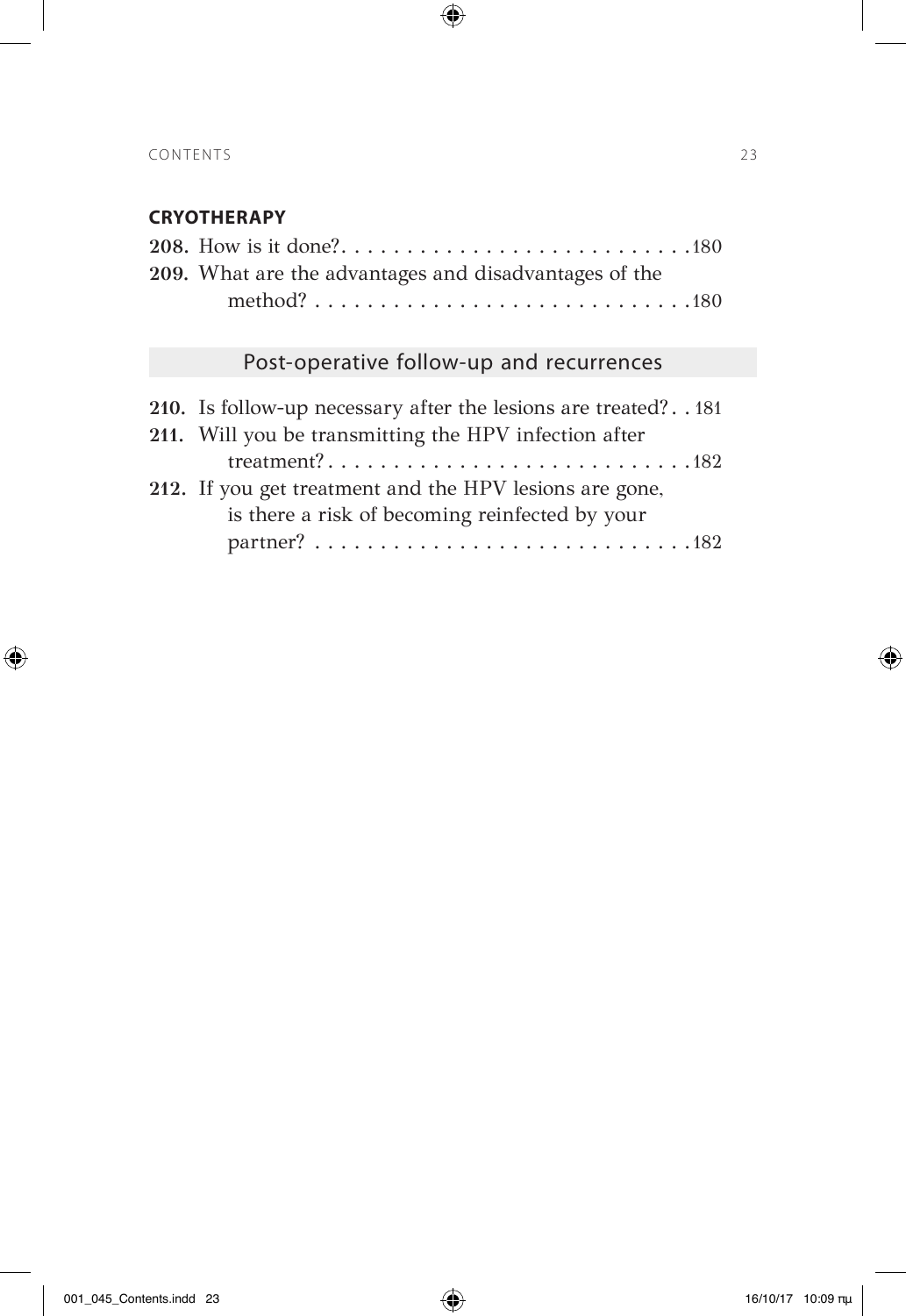### CRYOTHERAPY

**208.** How is it done? . . . . . . . . . . . . . . . . . . . . . . . . . . . 180
**209.** What are the advantages and disadvantages of the method? . . . . . . . . . . . . . . . . . . . . . . . . . . . . 180

## Post-operative follow-up and recurrences

**210.** Is follow-up necessary after the lesions are treated? . . 181
**211.** Will you be transmitting the HPV infection after treatment? . . . . . . . . . . . . . . . . . . . . . . . . . . . . 182
**212.** If you get treatment and the HPV lesions are gone, is there a risk of becoming reinfected by your partner? . . . . . . . . . . . . . . . . . . . . . . . . . . . . 182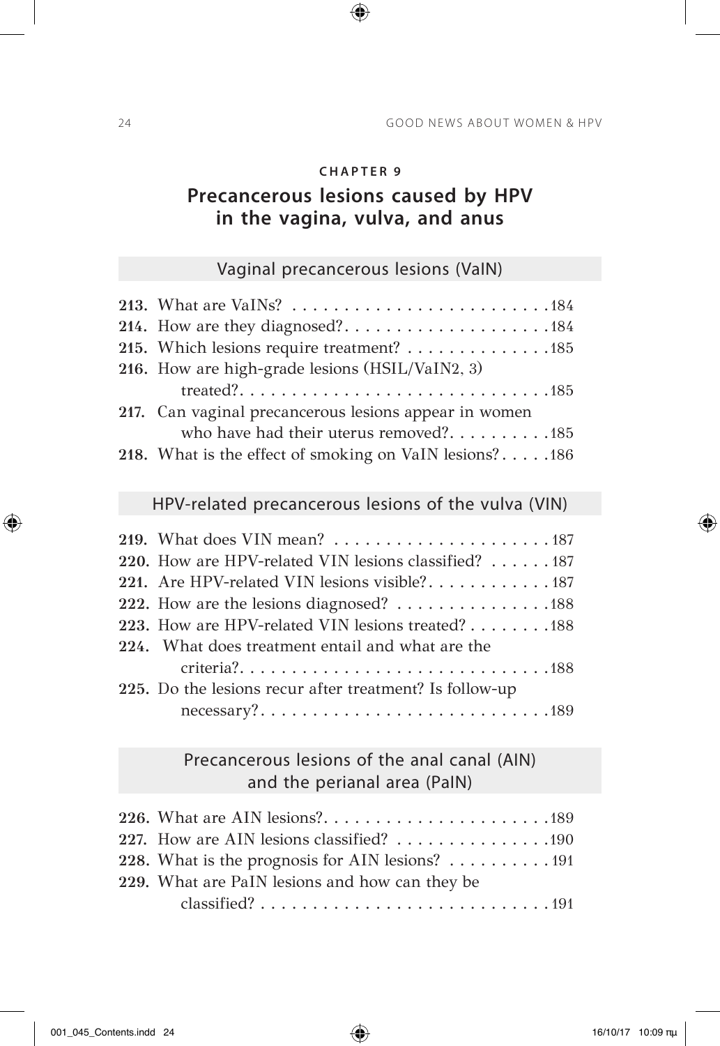CHAPTER 9

## Precancerous lesions caused by HPV in the vagina, vulva, and anus

### Vaginal precancerous lesions (VaIN)

**213.** What are VaINs? . . . . . . . . . . . . . . . . . . . . . . . . . 184
**214.** How are they diagnosed? . . . . . . . . . . . . . . . . . . . . 184
**215.** Which lesions require treatment? . . . . . . . . . . . . . . 185
**216.** How are high-grade lesions (HSIL/VaIN2, 3) treated? . . . . . . . . . . . . . . . . . . . . . . . . . . . . . 185
**217.** Can vaginal precancerous lesions appear in women who have had their uterus removed? . . . . . . . . . . 185
**218.** What is the effect of smoking on VaIN lesions? . . . . . 186

### HPV-related precancerous lesions of the vulva (VIN)

**219.** What does VIN mean? . . . . . . . . . . . . . . . . . . . . . 187
**220.** How are HPV-related VIN lesions classified? . . . . . . 187
**221.** Are HPV-related VIN lesions visible? . . . . . . . . . . . . 187
**222.** How are the lesions diagnosed? . . . . . . . . . . . . . . . 188
**223.** How are HPV-related VIN lesions treated? . . . . . . . . 188
**224.** What does treatment entail and what are the criteria? . . . . . . . . . . . . . . . . . . . . . . . . . . . . . 188
**225.** Do the lesions recur after treatment? Is follow-up necessary? . . . . . . . . . . . . . . . . . . . . . . . . . . . 189

### Precancerous lesions of the anal canal (AIN) and the perianal area (PaIN)

**226.** What are AIN lesions? . . . . . . . . . . . . . . . . . . . . . . 189
**227.** How are AIN lesions classified? . . . . . . . . . . . . . . . 190
**228.** What is the prognosis for AIN lesions? . . . . . . . . . . 191
**229.** What are PaIN lesions and how can they be classified? . . . . . . . . . . . . . . . . . . . . . . . . . . . . 191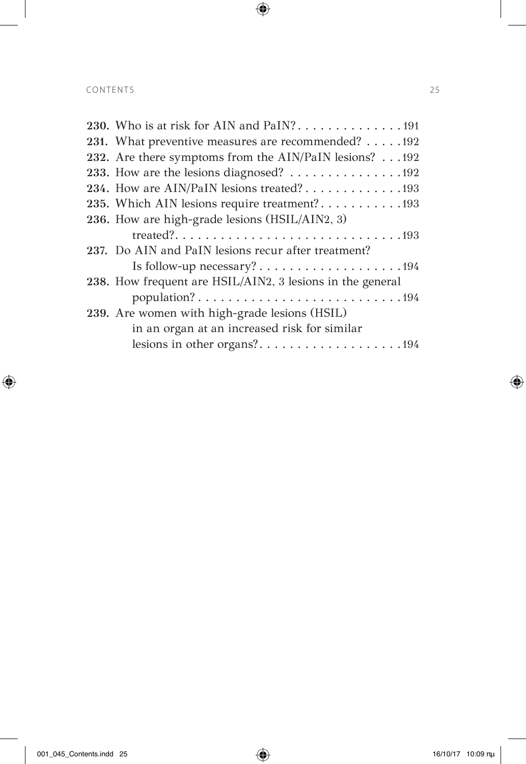**230.** Who is at risk for AIN and PaIN? . . . . . . . . . . . . . . 191

**231.** What preventive measures are recommended? . . . . . 192

**232.** Are there symptoms from the AIN/PaIN lesions? . . . 192

**233.** How are the lesions diagnosed? . . . . . . . . . . . . . . . 192

**234.** How are AIN/PaIN lesions treated? . . . . . . . . . . . . . 193

**235.** Which AIN lesions require treatment? . . . . . . . . . . . 193

**236.** How are high-grade lesions (HSIL/AIN2, 3) treated? . . . . . . . . . . . . . . . . . . . . . . . . . . . . . 193

**237.** Do AIN and PaIN lesions recur after treatment? Is follow-up necessary? . . . . . . . . . . . . . . . . . . . 194

**238.** How frequent are HSIL/AIN2, 3 lesions in the general population? . . . . . . . . . . . . . . . . . . . . . . . . . . . 194

**239.** Are women with high-grade lesions (HSIL) in an organ at an increased risk for similar lesions in other organs? . . . . . . . . . . . . . . . . . . . 194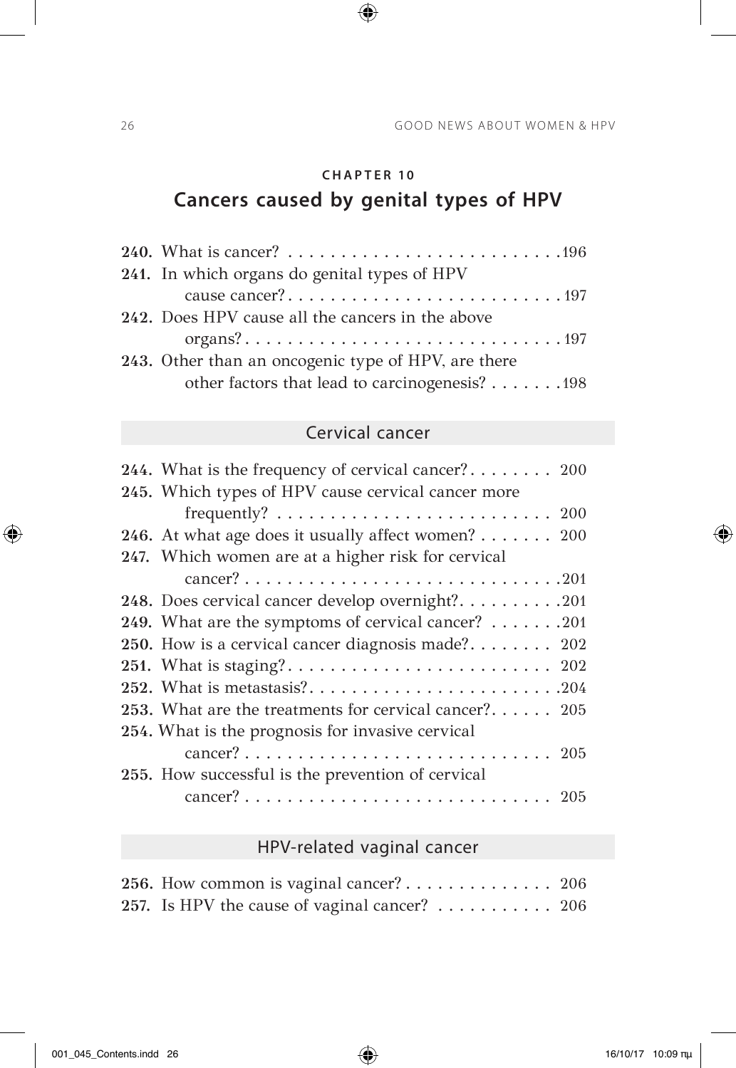**CHAPTER 10**

## Cancers caused by genital types of HPV

**240.** What is cancer? . . . . . . . . . . . . . . . . . . . . . . . . . 196
**241.** In which organs do genital types of HPV cause cancer? . . . . . . . . . . . . . . . . . . . . . . . . . . 197
**242.** Does HPV cause all the cancers in the above organs? . . . . . . . . . . . . . . . . . . . . . . . . . . . . . 197
**243.** Other than an oncogenic type of HPV, are there other factors that lead to carcinogenesis? . . . . . . . 198

### Cervical cancer

**244.** What is the frequency of cervical cancer? . . . . . . . . 200
**245.** Which types of HPV cause cervical cancer more frequently? . . . . . . . . . . . . . . . . . . . . . . . . . 200
**246.** At what age does it usually affect women? . . . . . . . 200
**247.** Which women are at a higher risk for cervical cancer? . . . . . . . . . . . . . . . . . . . . . . . . . . . . . 201
**248.** Does cervical cancer develop overnight? . . . . . . . . . . 201
**249.** What are the symptoms of cervical cancer? . . . . . . . 201
**250.** How is a cervical cancer diagnosis made? . . . . . . . . 202
**251.** What is staging? . . . . . . . . . . . . . . . . . . . . . . . . . 202
**252.** What is metastasis? . . . . . . . . . . . . . . . . . . . . . . . . 204
**253.** What are the treatments for cervical cancer? . . . . . . 205
**254.** What is the prognosis for invasive cervical cancer? . . . . . . . . . . . . . . . . . . . . . . . . . . . . . 205
**255.** How successful is the prevention of cervical cancer? . . . . . . . . . . . . . . . . . . . . . . . . . . . . . 205

### HPV-related vaginal cancer

**256.** How common is vaginal cancer? . . . . . . . . . . . . . . 206
**257.** Is HPV the cause of vaginal cancer? . . . . . . . . . . . 206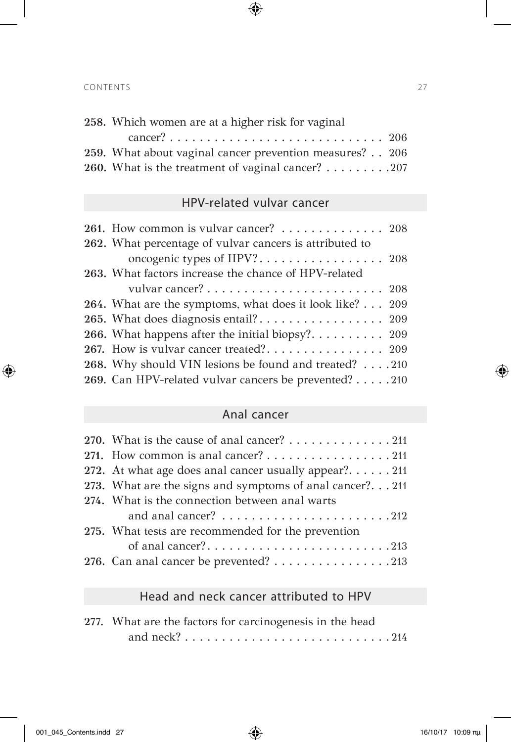**258.** Which women are at a higher risk for vaginal cancer? . . . . . . . . . . . . . . . . . . . . . . . . . . . . . 206
**259.** What about vaginal cancer prevention measures? . . 206
**260.** What is the treatment of vaginal cancer? . . . . . . . . .207

## HPV-related vulvar cancer

**261.** How common is vulvar cancer? . . . . . . . . . . . . . . 208
**262.** What percentage of vulvar cancers is attributed to oncogenic types of HPV? . . . . . . . . . . . . . . . . . 208
**263.** What factors increase the chance of HPV-related vulvar cancer? . . . . . . . . . . . . . . . . . . . . . . . . 208
**264.** What are the symptoms, what does it look like? . . . 209
**265.** What does diagnosis entail? . . . . . . . . . . . . . . . . . 209
**266.** What happens after the initial biopsy? . . . . . . . . . . 209
**267.** How is vulvar cancer treated? . . . . . . . . . . . . . . . . 209
**268.** Why should VIN lesions be found and treated? . . . .210
**269.** Can HPV-related vulvar cancers be prevented? . . . . .210

## Anal cancer

**270.** What is the cause of anal cancer? . . . . . . . . . . . . . . 211
**271.** How common is anal cancer? . . . . . . . . . . . . . . . . . 211
**272.** At what age does anal cancer usually appear? . . . . . . 211
**273.** What are the signs and symptoms of anal cancer? . . . 211
**274.** What is the connection between anal warts and anal cancer? . . . . . . . . . . . . . . . . . . . . . . .212
**275.** What tests are recommended for the prevention of anal cancer? . . . . . . . . . . . . . . . . . . . . . . . . .213
**276.** Can anal cancer be prevented? . . . . . . . . . . . . . . . .213

## Head and neck cancer attributed to HPV

**277.** What are the factors for carcinogenesis in the head and neck? . . . . . . . . . . . . . . . . . . . . . . . . . . . .214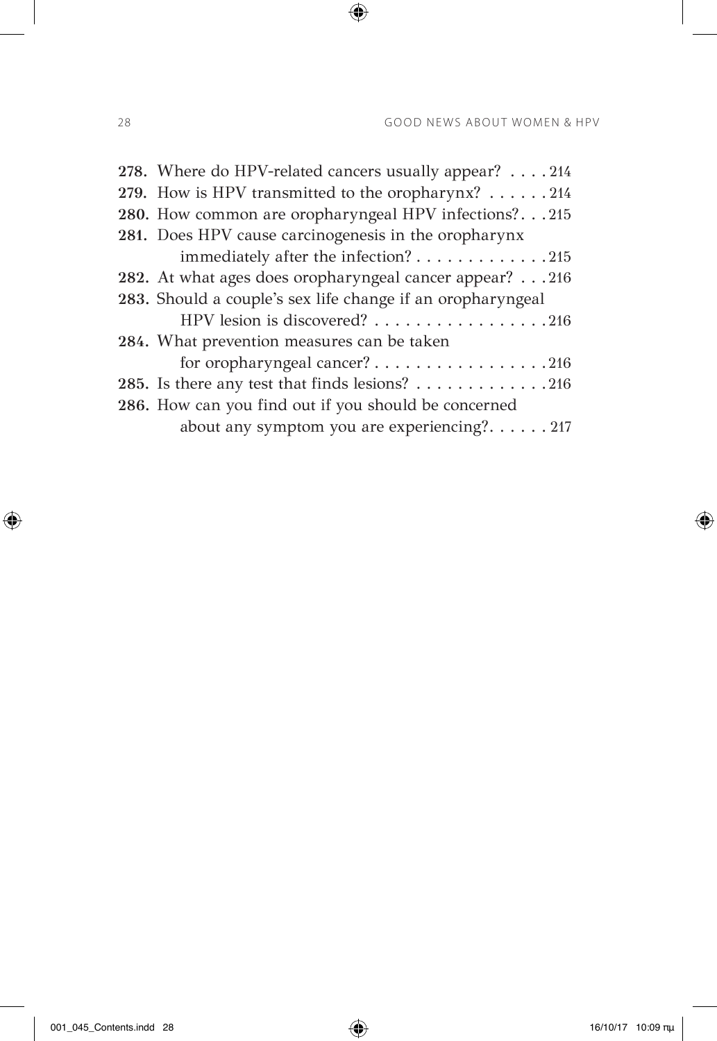**278.** Where do HPV-related cancers usually appear? . . . . 214
**279.** How is HPV transmitted to the oropharynx? . . . . . . 214
**280.** How common are oropharyngeal HPV infections?. . . 215
**281.** Does HPV cause carcinogenesis in the oropharynx immediately after the infection? . . . . . . . . . . . . . 215
**282.** At what ages does oropharyngeal cancer appear? . . . 216
**283.** Should a couple's sex life change if an oropharyngeal HPV lesion is discovered? . . . . . . . . . . . . . . . . . 216
**284.** What prevention measures can be taken for oropharyngeal cancer? . . . . . . . . . . . . . . . . . 216
**285.** Is there any test that finds lesions? . . . . . . . . . . . . . 216
**286.** How can you find out if you should be concerned about any symptom you are experiencing?. . . . . . 217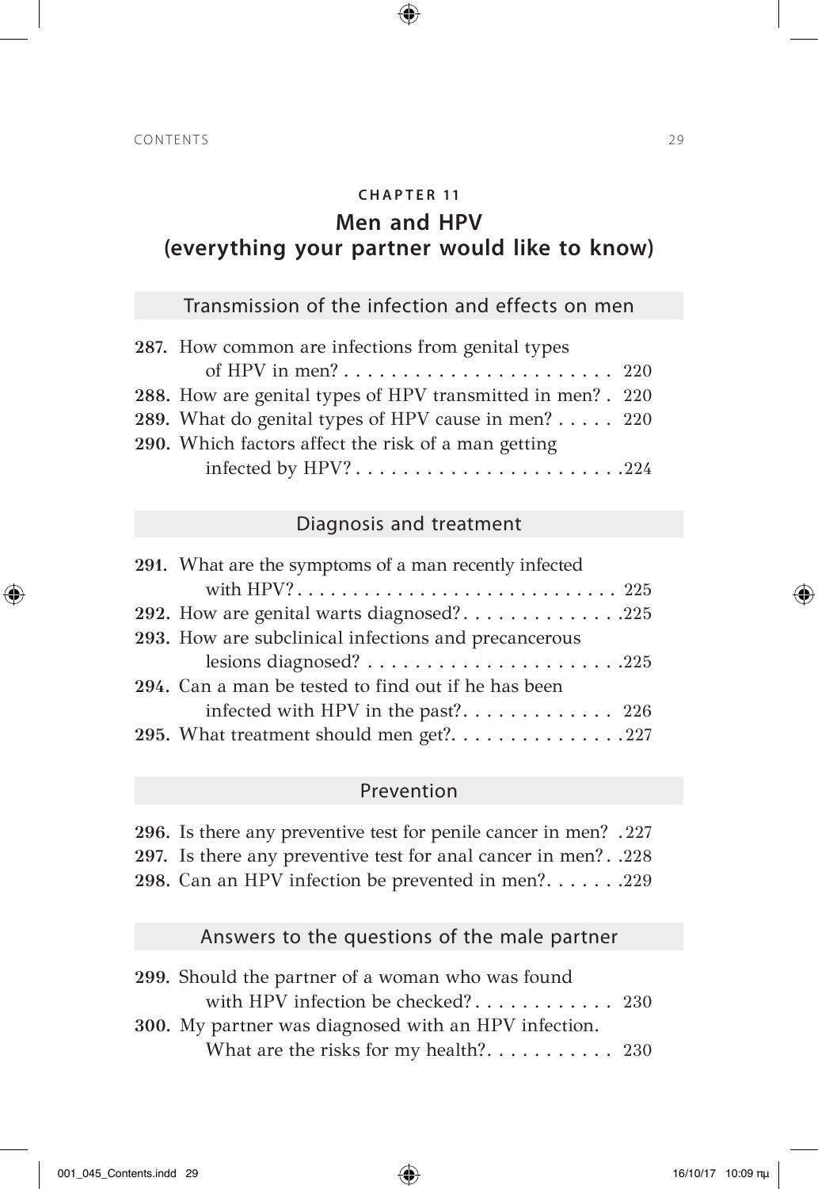## CHAPTER 11

# Men and HPV (everything your partner would like to know)

### Transmission of the infection and effects on men

**287.** How common are infections from genital types of HPV in men? . . . . . . . . . . . . . . . . . . . . . . 220
**288.** How are genital types of HPV transmitted in men? . 220
**289.** What do genital types of HPV cause in men? . . . . . 220
**290.** Which factors affect the risk of a man getting infected by HPV? . . . . . . . . . . . . . . . . . . . . . .224

### Diagnosis and treatment

**291.** What are the symptoms of a man recently infected with HPV? . . . . . . . . . . . . . . . . . . . . . . . . . . . . 225
**292.** How are genital warts diagnosed? . . . . . . . . . . . . .225
**293.** How are subclinical infections and precancerous lesions diagnosed? . . . . . . . . . . . . . . . . . . . . . .225
**294.** Can a man be tested to find out if he has been infected with HPV in the past? . . . . . . . . . . . . . 226
**295.** What treatment should men get? . . . . . . . . . . . . . . .227

### Prevention

**296.** Is there any preventive test for penile cancer in men? . 227
**297.** Is there any preventive test for anal cancer in men? . .228
**298.** Can an HPV infection be prevented in men? . . . . . . .229

### Answers to the questions of the male partner

**299.** Should the partner of a woman who was found with HPV infection be checked? . . . . . . . . . . . . 230
**300.** My partner was diagnosed with an HPV infection. What are the risks for my health? . . . . . . . . . . . 230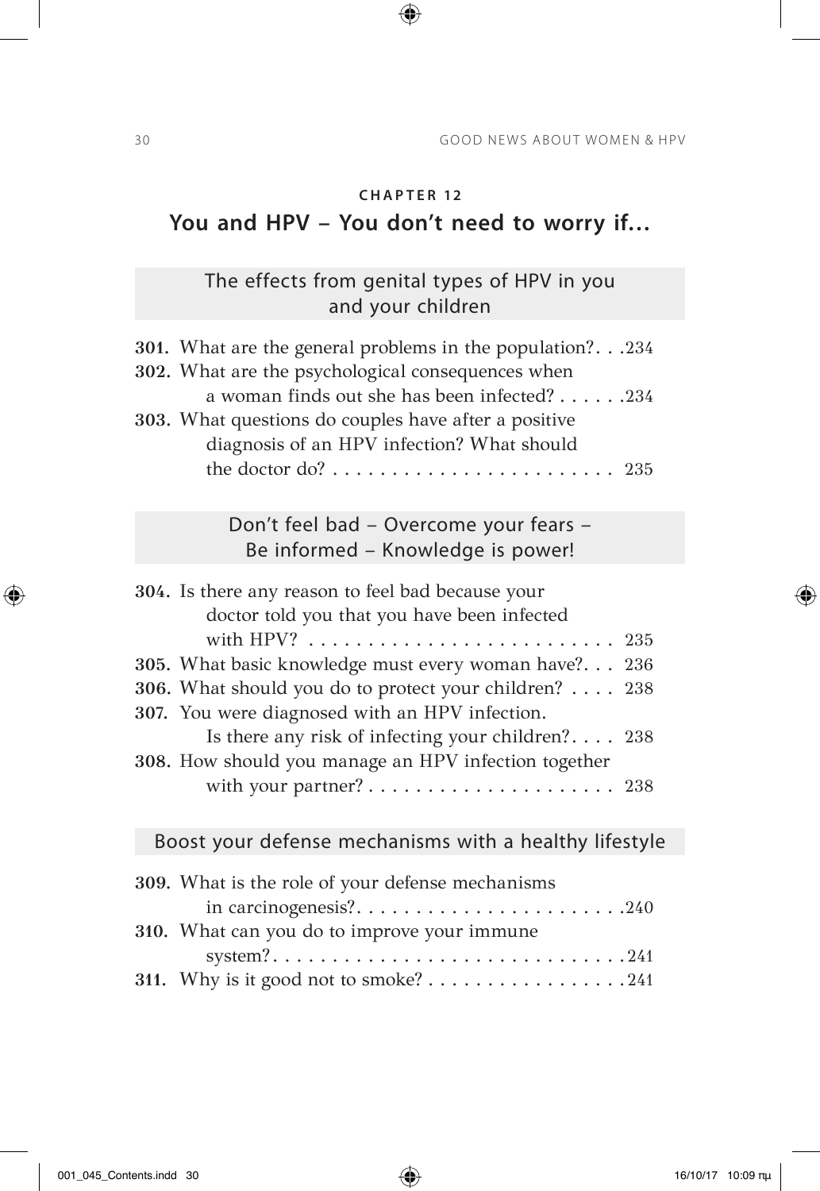## CHAPTER 12

## You and HPV – You don't need to worry if...

### The effects from genital types of HPV in you and your children

**301.** What are the general problems in the population? . . . 234
**302.** What are the psychological consequences when a woman finds out she has been infected? . . . . . . 234
**303.** What questions do couples have after a positive diagnosis of an HPV infection? What should the doctor do? . . . . . . . . . . . . . . . . . . . . . . . . 235

### Don't feel bad – Overcome your fears – Be informed – Knowledge is power!

**304.** Is there any reason to feel bad because your doctor told you that you have been infected with HPV? . . . . . . . . . . . . . . . . . . . . . . . . . . 235
**305.** What basic knowledge must every woman have? . . . 236
**306.** What should you do to protect your children? . . . . 238
**307.** You were diagnosed with an HPV infection. Is there any risk of infecting your children? . . . . 238
**308.** How should you manage an HPV infection together with your partner? . . . . . . . . . . . . . . . . . . . . . 238

### Boost your defense mechanisms with a healthy lifestyle

**309.** What is the role of your defense mechanisms in carcinogenesis? . . . . . . . . . . . . . . . . . . . . . . . 240
**310.** What can you do to improve your immune system? . . . . . . . . . . . . . . . . . . . . . . . . . . . . . . 241
**311.** Why is it good not to smoke? . . . . . . . . . . . . . . . . . 241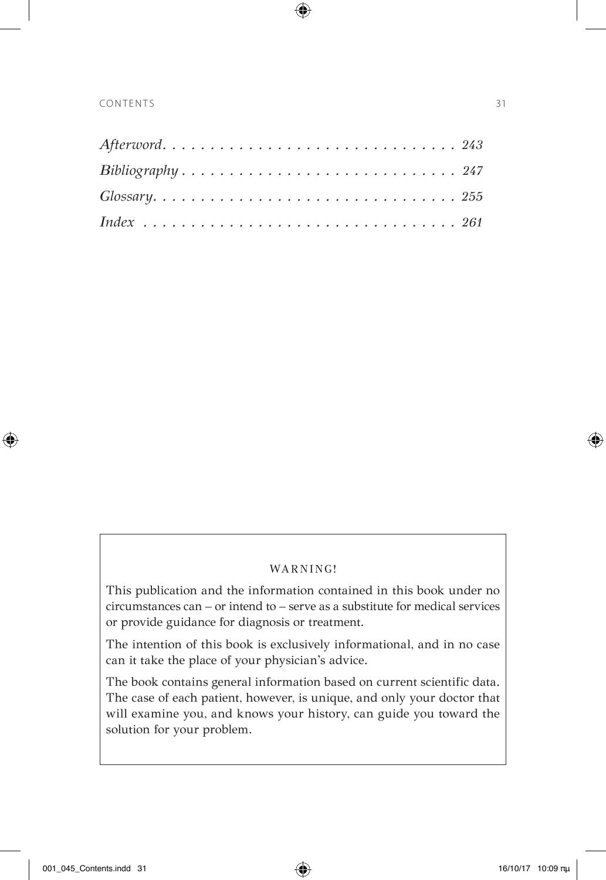*Afterword* . . . . . . . . . . . . . . . . . . . . . . . . . . . . . . . 243

*Bibliography* . . . . . . . . . . . . . . . . . . . . . . . . . . . . . 247

*Glossary* . . . . . . . . . . . . . . . . . . . . . . . . . . . . . . . 255

*Index* . . . . . . . . . . . . . . . . . . . . . . . . . . . . . . . . . 261

WARNING!

This publication and the information contained in this book under no circumstances can – or intend to – serve as a substitute for medical services or provide guidance for diagnosis or treatment.

The intention of this book is exclusively informational, and in no case can it take the place of your physician's advice.

The book contains general information based on current scientific data. The case of each patient, however, is unique, and only your doctor that will examine you, and knows your history, can guide you toward the solution for your problem.